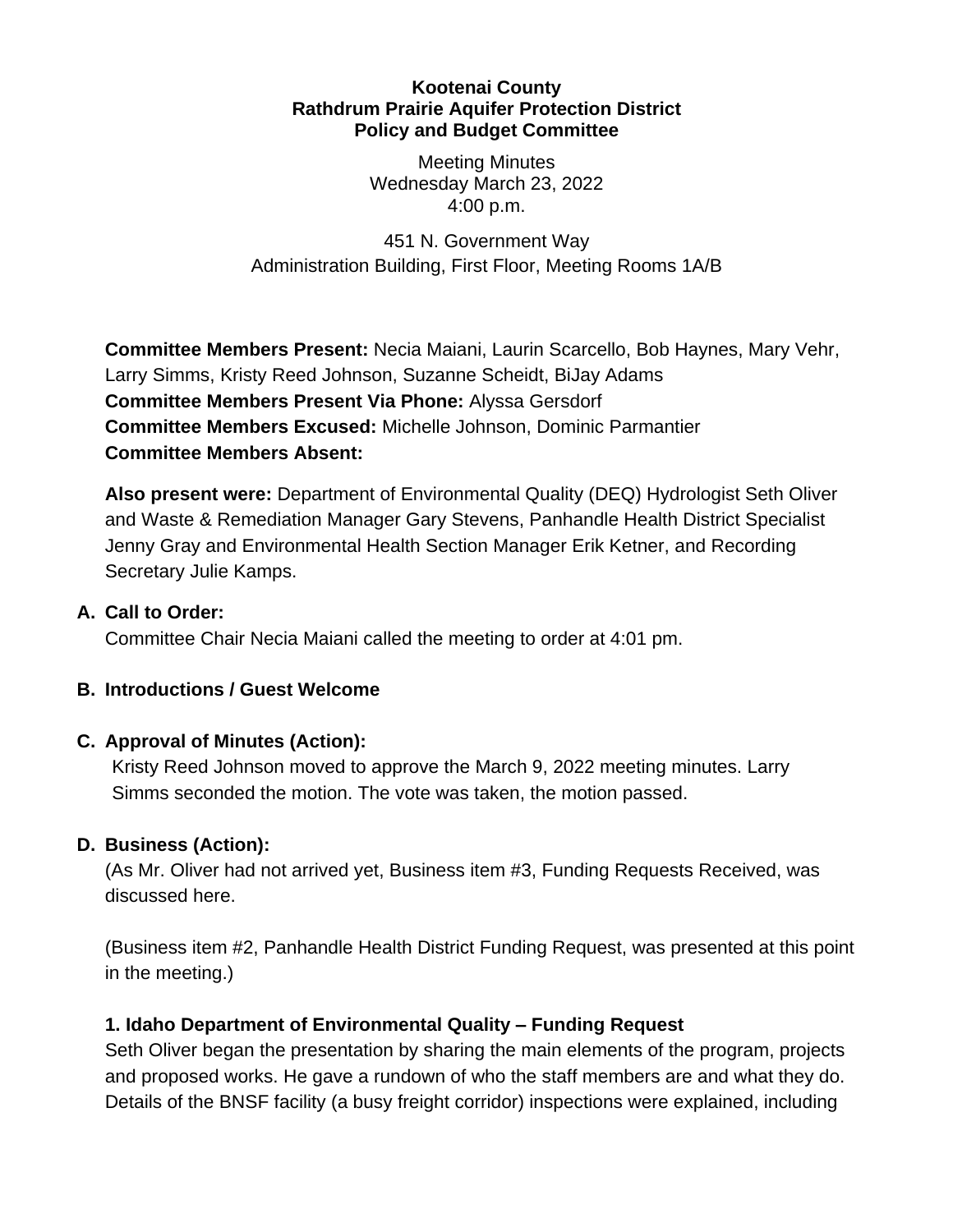**Kootenai County**
**Rathdrum Prairie Aquifer Protection District**
**Policy and Budget Committee**

Meeting Minutes
Wednesday March 23, 2022
4:00 p.m.

451 N. Government Way
Administration Building, First Floor, Meeting Rooms 1A/B

**Committee Members Present:** Necia Maiani, Laurin Scarcello, Bob Haynes, Mary Vehr, Larry Simms, Kristy Reed Johnson, Suzanne Scheidt, BiJay Adams
**Committee Members Present Via Phone:** Alyssa Gersdorf
**Committee Members Excused:** Michelle Johnson, Dominic Parmantier
**Committee Members Absent:**

**Also present were:** Department of Environmental Quality (DEQ) Hydrologist Seth Oliver and Waste & Remediation Manager Gary Stevens, Panhandle Health District Specialist Jenny Gray and Environmental Health Section Manager Erik Ketner, and Recording Secretary Julie Kamps.

**A. Call to Order:**
Committee Chair Necia Maiani called the meeting to order at 4:01 pm.

**B. Introductions / Guest Welcome**

**C. Approval of Minutes (Action):**
Kristy Reed Johnson moved to approve the March 9, 2022 meeting minutes. Larry Simms seconded the motion. The vote was taken, the motion passed.

**D. Business (Action):**
(As Mr. Oliver had not arrived yet, Business item #3, Funding Requests Received, was discussed here.

(Business item #2, Panhandle Health District Funding Request, was presented at this point in the meeting.)

**1. Idaho Department of Environmental Quality – Funding Request**
Seth Oliver began the presentation by sharing the main elements of the program, projects and proposed works. He gave a rundown of who the staff members are and what they do. Details of the BNSF facility (a busy freight corridor) inspections were explained, including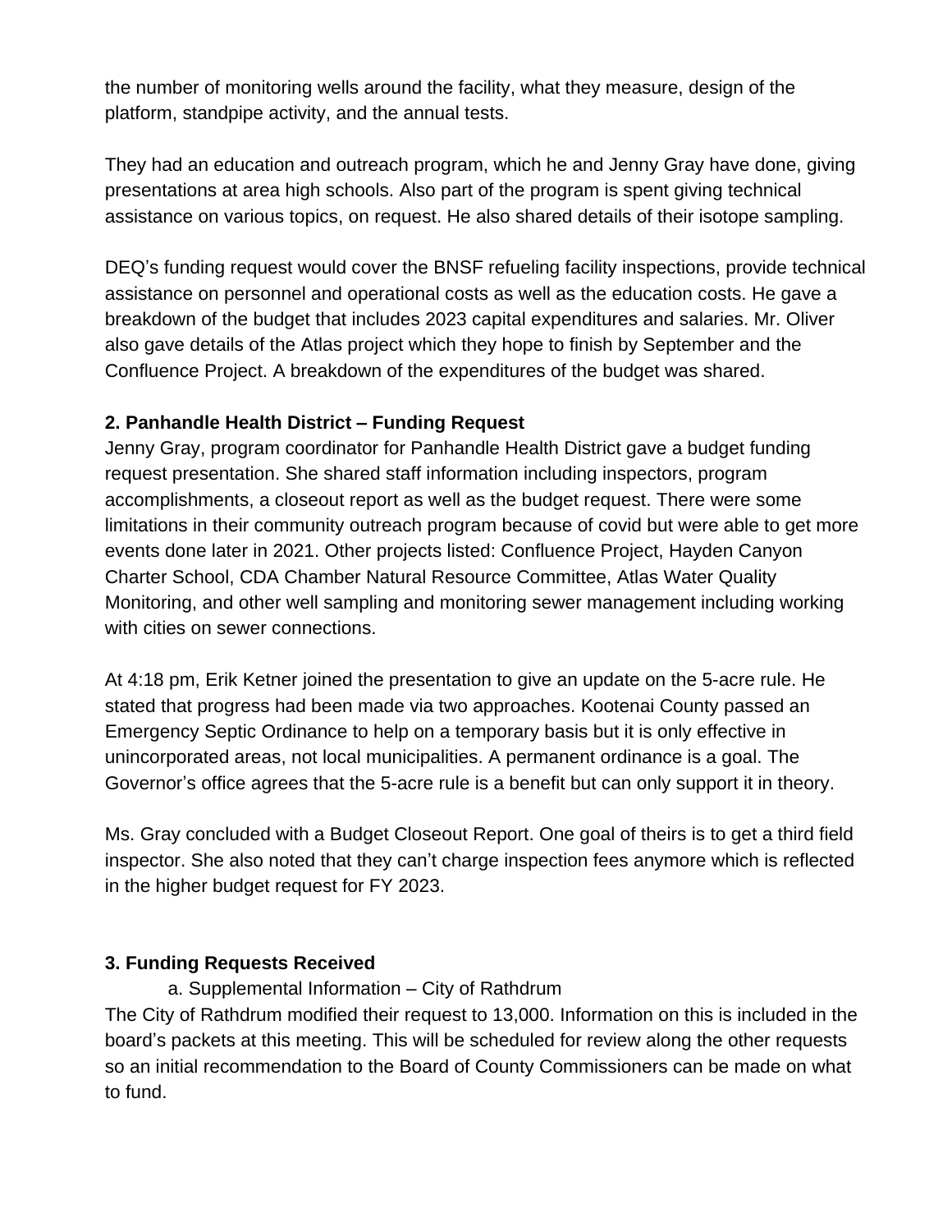the number of monitoring wells around the facility, what they measure, design of the platform, standpipe activity, and the annual tests.

They had an education and outreach program, which he and Jenny Gray have done, giving presentations at area high schools. Also part of the program is spent giving technical assistance on various topics, on request. He also shared details of their isotope sampling.

DEQ's funding request would cover the BNSF refueling facility inspections, provide technical assistance on personnel and operational costs as well as the education costs. He gave a breakdown of the budget that includes 2023 capital expenditures and salaries. Mr. Oliver also gave details of the Atlas project which they hope to finish by September and the Confluence Project. A breakdown of the expenditures of the budget was shared.

**2. Panhandle Health District – Funding Request**

Jenny Gray, program coordinator for Panhandle Health District gave a budget funding request presentation. She shared staff information including inspectors, program accomplishments, a closeout report as well as the budget request. There were some limitations in their community outreach program because of covid but were able to get more events done later in 2021. Other projects listed: Confluence Project, Hayden Canyon Charter School, CDA Chamber Natural Resource Committee, Atlas Water Quality Monitoring, and other well sampling and monitoring sewer management including working with cities on sewer connections.

At 4:18 pm, Erik Ketner joined the presentation to give an update on the 5-acre rule. He stated that progress had been made via two approaches. Kootenai County passed an Emergency Septic Ordinance to help on a temporary basis but it is only effective in unincorporated areas, not local municipalities. A permanent ordinance is a goal. The Governor's office agrees that the 5-acre rule is a benefit but can only support it in theory.

Ms. Gray concluded with a Budget Closeout Report. One goal of theirs is to get a third field inspector. She also noted that they can't charge inspection fees anymore which is reflected in the higher budget request for FY 2023.

**3. Funding Requests Received**

a. Supplemental Information – City of Rathdrum

The City of Rathdrum modified their request to 13,000. Information on this is included in the board's packets at this meeting. This will be scheduled for review along the other requests so an initial recommendation to the Board of County Commissioners can be made on what to fund.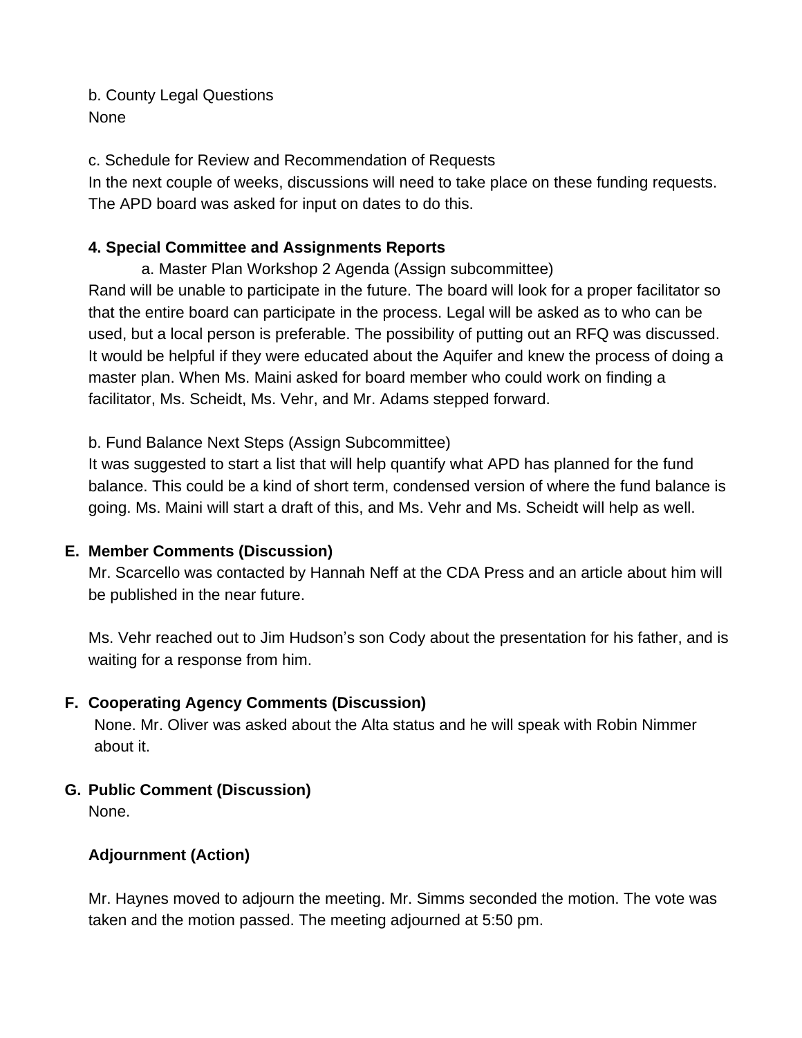b. County Legal Questions
None

c. Schedule for Review and Recommendation of Requests
In the next couple of weeks, discussions will need to take place on these funding requests. The APD board was asked for input on dates to do this.

**4. Special Committee and Assignments Reports**

a. Master Plan Workshop 2 Agenda (Assign subcommittee)

Rand will be unable to participate in the future. The board will look for a proper facilitator so that the entire board can participate in the process. Legal will be asked as to who can be used, but a local person is preferable. The possibility of putting out an RFQ was discussed. It would be helpful if they were educated about the Aquifer and knew the process of doing a master plan. When Ms. Maini asked for board member who could work on finding a facilitator, Ms. Scheidt, Ms. Vehr, and Mr. Adams stepped forward.

b. Fund Balance Next Steps (Assign Subcommittee)
It was suggested to start a list that will help quantify what APD has planned for the fund balance. This could be a kind of short term, condensed version of where the fund balance is going. Ms. Maini will start a draft of this, and Ms. Vehr and Ms. Scheidt will help as well.

**E. Member Comments (Discussion)**

Mr. Scarcello was contacted by Hannah Neff at the CDA Press and an article about him will be published in the near future.

Ms. Vehr reached out to Jim Hudson's son Cody about the presentation for his father, and is waiting for a response from him.

**F. Cooperating Agency Comments (Discussion)**

None. Mr. Oliver was asked about the Alta status and he will speak with Robin Nimmer about it.

**G. Public Comment (Discussion)**

None.

**Adjournment (Action)**

Mr. Haynes moved to adjourn the meeting. Mr. Simms seconded the motion. The vote was taken and the motion passed. The meeting adjourned at 5:50 pm.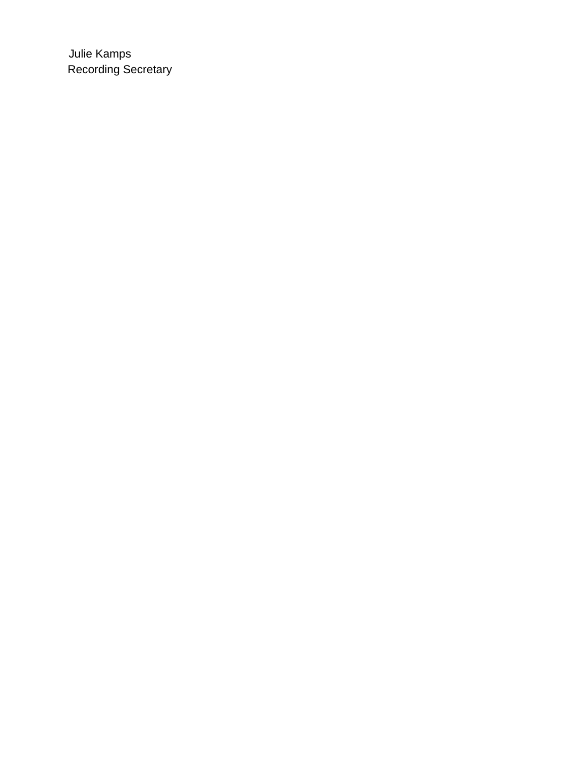Julie Kamps
Recording Secretary